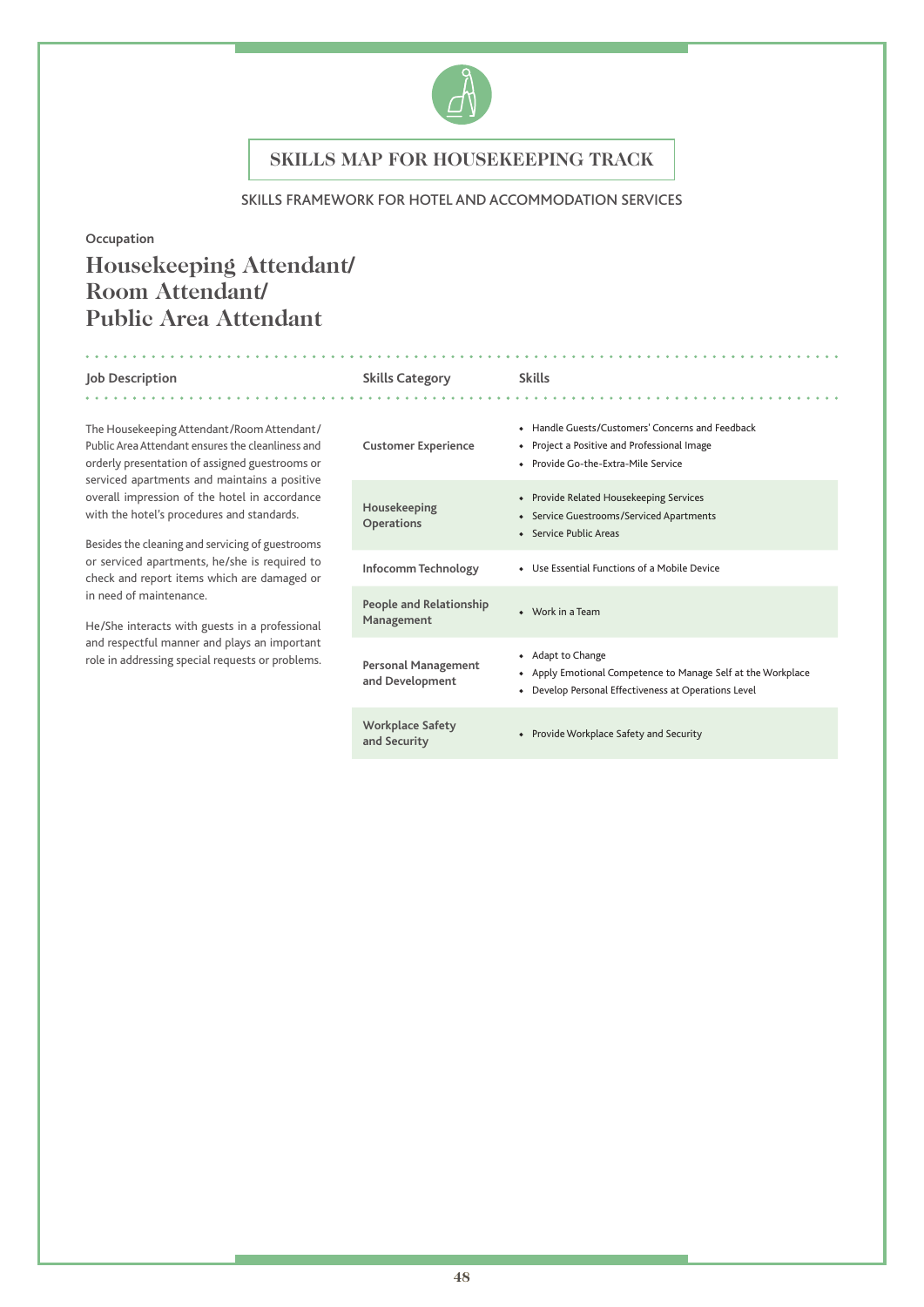# SKILLS MAP FOR HOUSEKEEPING TRACK

SKILLS FRAMEWORK FOR HOTEL AND ACCOMMODATION SERVICES

**Occupation**

## Housekeeping Attendant/ Room Attendant/ Public Area Attendant

**Job Description**

The Housekeeping Attendant/Room Attendant/Public Area Attendant ensures the cleanliness and orderly presentation of assigned guestrooms or serviced apartments and maintains a positive overall impression of the hotel in accordance with the hotel's procedures and standards.

Besides the cleaning and servicing of guestrooms or serviced apartments, he/she is required to check and report items which are damaged or in need of maintenance.

He/She interacts with guests in a professional and respectful manner and plays an important role in addressing special requests or problems.

| Skills Category | Skills |
|---|---|
| Customer Experience | • Handle Guests/Customers' Concerns and Feedback<br>• Project a Positive and Professional Image<br>• Provide Go-the-Extra-Mile Service |
| Housekeeping Operations | • Provide Related Housekeeping Services<br>• Service Guestrooms/Serviced Apartments<br>• Service Public Areas |
| Infocomm Technology | • Use Essential Functions of a Mobile Device |
| People and Relationship Management | • Work in a Team |
| Personal Management and Development | • Adapt to Change<br>• Apply Emotional Competence to Manage Self at the Workplace<br>• Develop Personal Effectiveness at Operations Level |
| Workplace Safety and Security | • Provide Workplace Safety and Security |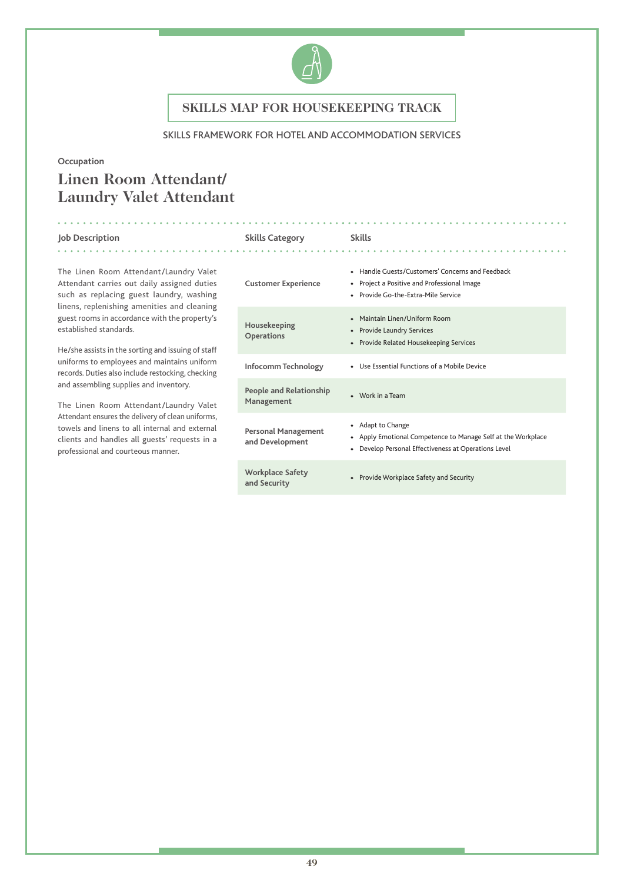# SKILLS MAP FOR HOUSEKEEPING TRACK

SKILLS FRAMEWORK FOR HOTEL AND ACCOMMODATION SERVICES

Occupation

## Linen Room Attendant/ Laundry Valet Attendant

**Job Description**

The Linen Room Attendant/Laundry Valet Attendant carries out daily assigned duties such as replacing guest laundry, washing linens, replenishing amenities and cleaning guest rooms in accordance with the property's established standards.

He/she assists in the sorting and issuing of staff uniforms to employees and maintains uniform records. Duties also include restocking, checking and assembling supplies and inventory.

The Linen Room Attendant/Laundry Valet Attendant ensures the delivery of clean uniforms, towels and linens to all internal and external clients and handles all guests' requests in a professional and courteous manner.

| Skills Category | Skills |
|---|---|
| Customer Experience | • Handle Guests/Customers' Concerns and Feedback<br>• Project a Positive and Professional Image<br>• Provide Go-the-Extra-Mile Service |
| Housekeeping Operations | • Maintain Linen/Uniform Room<br>• Provide Laundry Services<br>• Provide Related Housekeeping Services |
| Infocomm Technology | • Use Essential Functions of a Mobile Device |
| People and Relationship Management | • Work in a Team |
| Personal Management and Development | • Adapt to Change<br>• Apply Emotional Competence to Manage Self at the Workplace<br>• Develop Personal Effectiveness at Operations Level |
| Workplace Safety and Security | • Provide Workplace Safety and Security |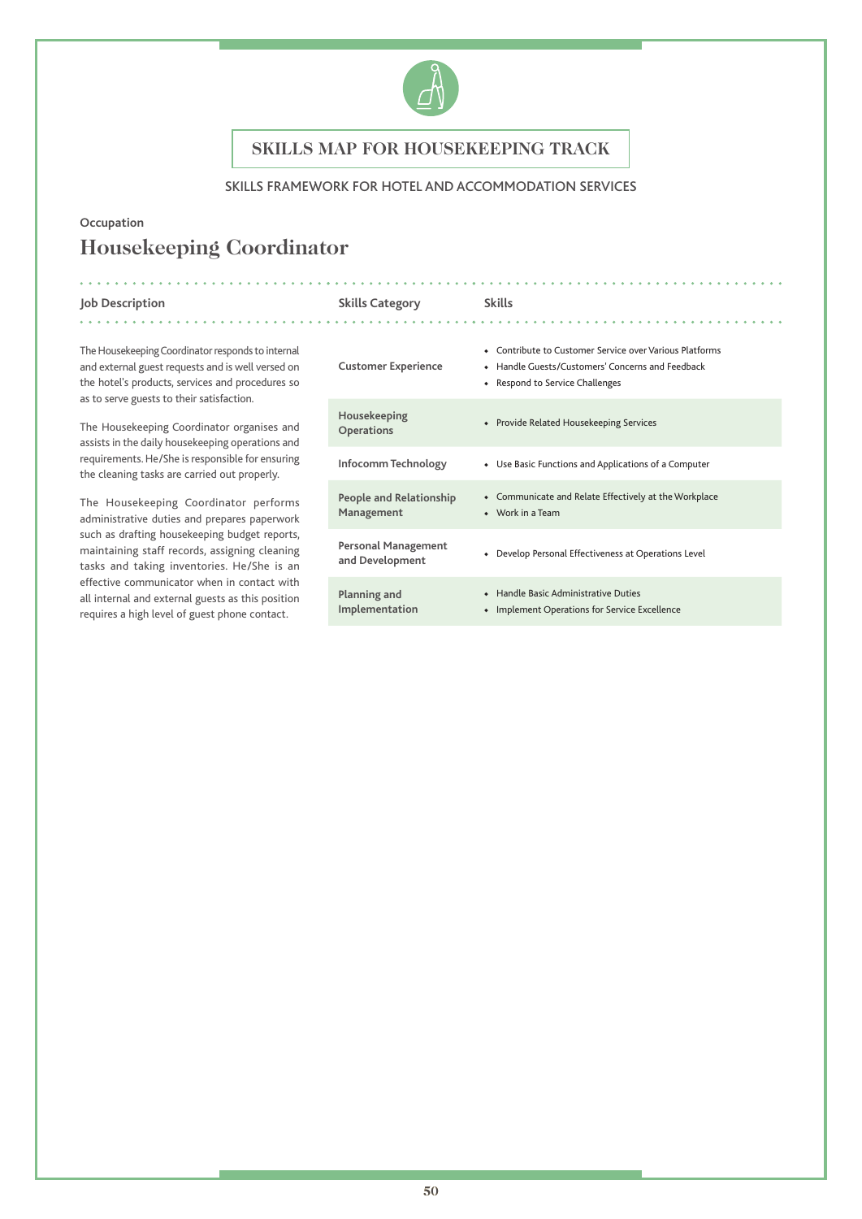# SKILLS MAP FOR HOUSEKEEPING TRACK

SKILLS FRAMEWORK FOR HOTEL AND ACCOMMODATION SERVICES

Occupation

## Housekeeping Coordinator

| Job Description | Skills Category | Skills |
|---|---|---|
| The Housekeeping Coordinator responds to internal and external guest requests and is well versed on the hotel's products, services and procedures so as to serve guests to their satisfaction.<br><br>The Housekeeping Coordinator organises and assists in the daily housekeeping operations and requirements. He/She is responsible for ensuring the cleaning tasks are carried out properly.<br><br>The Housekeeping Coordinator performs administrative duties and prepares paperwork such as drafting housekeeping budget reports, maintaining staff records, assigning cleaning tasks and taking inventories. He/She is an effective communicator when in contact with all internal and external guests as this position requires a high level of guest phone contact. | Customer Experience | • Contribute to Customer Service over Various Platforms<br>• Handle Guests/Customers' Concerns and Feedback<br>• Respond to Service Challenges |
| | Housekeeping Operations | • Provide Related Housekeeping Services |
| | Infocomm Technology | • Use Basic Functions and Applications of a Computer |
| | People and Relationship Management | • Communicate and Relate Effectively at the Workplace<br>• Work in a Team |
| | Personal Management and Development | • Develop Personal Effectiveness at Operations Level |
| | Planning and Implementation | • Handle Basic Administrative Duties<br>• Implement Operations for Service Excellence |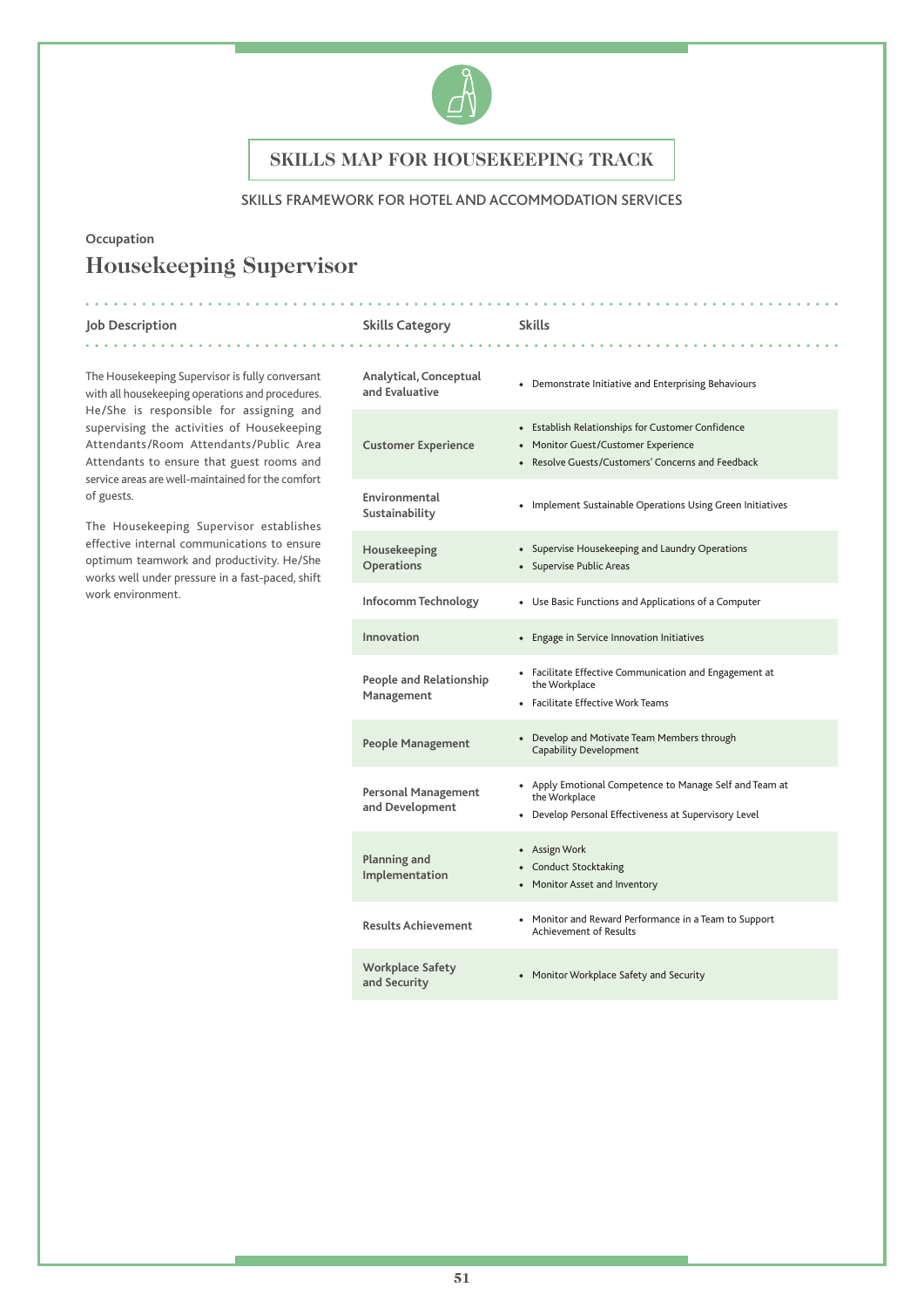# SKILLS MAP FOR HOUSEKEEPING TRACK

SKILLS FRAMEWORK FOR HOTEL AND ACCOMMODATION SERVICES

Occupation

## Housekeeping Supervisor

### Job Description

The Housekeeping Supervisor is fully conversant with all housekeeping operations and procedures. He/She is responsible for assigning and supervising the activities of Housekeeping Attendants/Room Attendants/Public Area Attendants to ensure that guest rooms and service areas are well-maintained for the comfort of guests.

The Housekeeping Supervisor establishes effective internal communications to ensure optimum teamwork and productivity. He/She works well under pressure in a fast-paced, shift work environment.

| Skills Category | Skills |
|---|---|
| Analytical, Conceptual and Evaluative | • Demonstrate Initiative and Enterprising Behaviours |
| Customer Experience | • Establish Relationships for Customer Confidence<br>• Monitor Guest/Customer Experience<br>• Resolve Guests/Customers' Concerns and Feedback |
| Environmental Sustainability | • Implement Sustainable Operations Using Green Initiatives |
| Housekeeping Operations | • Supervise Housekeeping and Laundry Operations<br>• Supervise Public Areas |
| Infocomm Technology | • Use Basic Functions and Applications of a Computer |
| Innovation | • Engage in Service Innovation Initiatives |
| People and Relationship Management | • Facilitate Effective Communication and Engagement at the Workplace<br>• Facilitate Effective Work Teams |
| People Management | • Develop and Motivate Team Members through Capability Development |
| Personal Management and Development | • Apply Emotional Competence to Manage Self and Team at the Workplace<br>• Develop Personal Effectiveness at Supervisory Level |
| Planning and Implementation | • Assign Work<br>• Conduct Stocktaking<br>• Monitor Asset and Inventory |
| Results Achievement | • Monitor and Reward Performance in a Team to Support Achievement of Results |
| Workplace Safety and Security | • Monitor Workplace Safety and Security |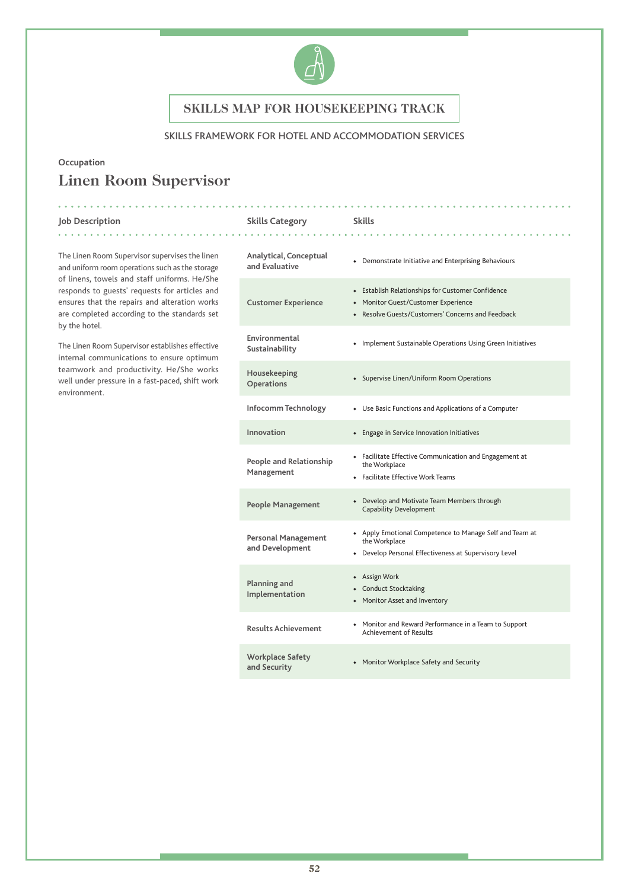# SKILLS MAP FOR HOUSEKEEPING TRACK

SKILLS FRAMEWORK FOR HOTEL AND ACCOMMODATION SERVICES

Occupation

## Linen Room Supervisor

### Job Description

The Linen Room Supervisor supervises the linen and uniform room operations such as the storage of linens, towels and staff uniforms. He/She responds to guests' requests for articles and ensures that the repairs and alteration works are completed according to the standards set by the hotel.

The Linen Room Supervisor establishes effective internal communications to ensure optimum teamwork and productivity. He/She works well under pressure in a fast-paced, shift work environment.

| Skills Category | Skills |
|---|---|
| Analytical, Conceptual and Evaluative | • Demonstrate Initiative and Enterprising Behaviours |
| Customer Experience | • Establish Relationships for Customer Confidence<br>• Monitor Guest/Customer Experience<br>• Resolve Guests/Customers' Concerns and Feedback |
| Environmental Sustainability | • Implement Sustainable Operations Using Green Initiatives |
| Housekeeping Operations | • Supervise Linen/Uniform Room Operations |
| Infocomm Technology | • Use Basic Functions and Applications of a Computer |
| Innovation | • Engage in Service Innovation Initiatives |
| People and Relationship Management | • Facilitate Effective Communication and Engagement at the Workplace<br>• Facilitate Effective Work Teams |
| People Management | • Develop and Motivate Team Members through Capability Development |
| Personal Management and Development | • Apply Emotional Competence to Manage Self and Team at the Workplace<br>• Develop Personal Effectiveness at Supervisory Level |
| Planning and Implementation | • Assign Work<br>• Conduct Stocktaking<br>• Monitor Asset and Inventory |
| Results Achievement | • Monitor and Reward Performance in a Team to Support Achievement of Results |
| Workplace Safety and Security | • Monitor Workplace Safety and Security |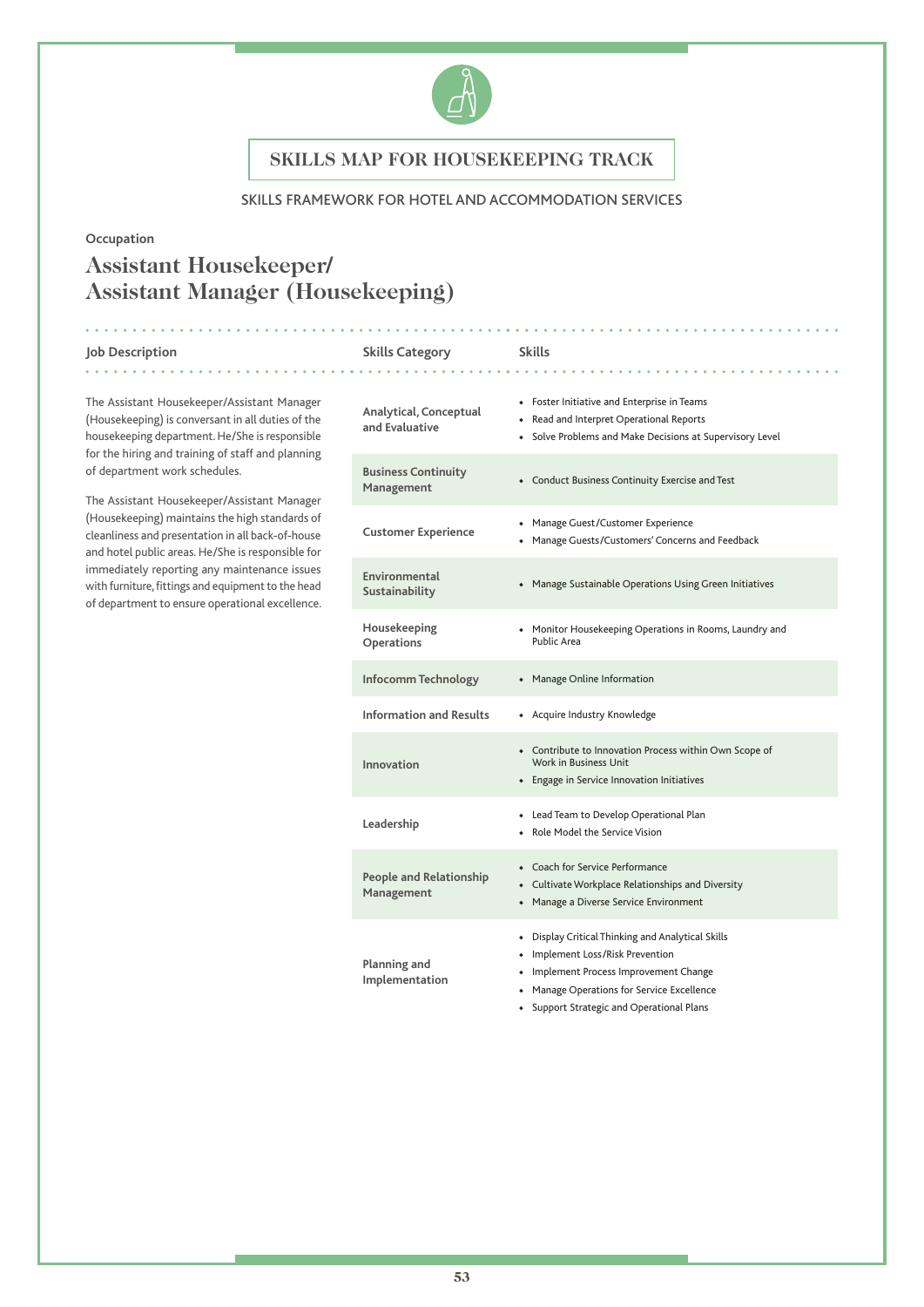# SKILLS MAP FOR HOUSEKEEPING TRACK

SKILLS FRAMEWORK FOR HOTEL AND ACCOMMODATION SERVICES

Occupation

## Assistant Housekeeper/ Assistant Manager (Housekeeping)

**Job Description**

The Assistant Housekeeper/Assistant Manager (Housekeeping) is conversant in all duties of the housekeeping department. He/She is responsible for the hiring and training of staff and planning of department work schedules.

The Assistant Housekeeper/Assistant Manager (Housekeeping) maintains the high standards of cleanliness and presentation in all back-of-house and hotel public areas. He/She is responsible for immediately reporting any maintenance issues with furniture, fittings and equipment to the head of department to ensure operational excellence.

| Skills Category | Skills |
|---|---|
| Analytical, Conceptual and Evaluative | • Foster Initiative and Enterprise in Teams<br>• Read and Interpret Operational Reports<br>• Solve Problems and Make Decisions at Supervisory Level |
| Business Continuity Management | • Conduct Business Continuity Exercise and Test |
| Customer Experience | • Manage Guest/Customer Experience<br>• Manage Guests/Customers' Concerns and Feedback |
| Environmental Sustainability | • Manage Sustainable Operations Using Green Initiatives |
| Housekeeping Operations | • Monitor Housekeeping Operations in Rooms, Laundry and Public Area |
| Infocomm Technology | • Manage Online Information |
| Information and Results | • Acquire Industry Knowledge |
| Innovation | • Contribute to Innovation Process within Own Scope of Work in Business Unit<br>• Engage in Service Innovation Initiatives |
| Leadership | • Lead Team to Develop Operational Plan<br>• Role Model the Service Vision |
| People and Relationship Management | • Coach for Service Performance<br>• Cultivate Workplace Relationships and Diversity<br>• Manage a Diverse Service Environment |
| Planning and Implementation | • Display Critical Thinking and Analytical Skills<br>• Implement Loss/Risk Prevention<br>• Implement Process Improvement Change<br>• Manage Operations for Service Excellence<br>• Support Strategic and Operational Plans |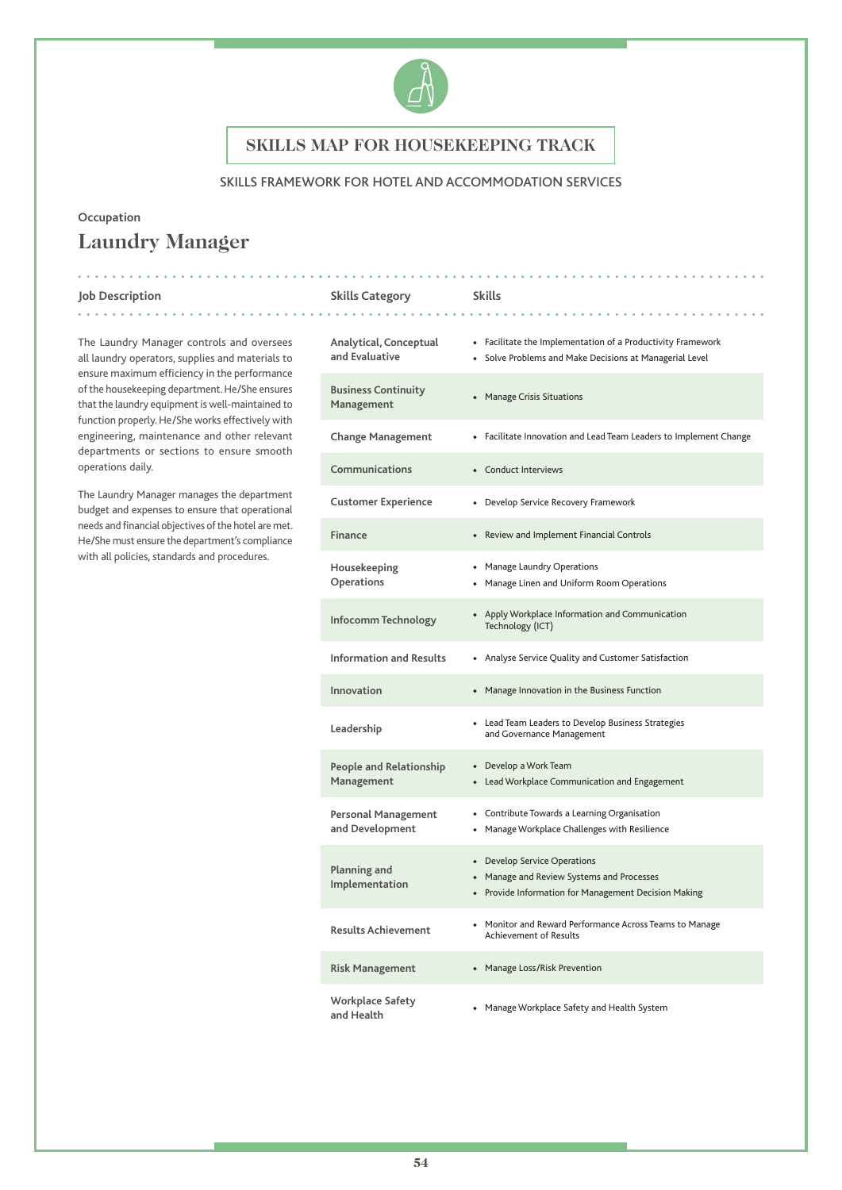# SKILLS MAP FOR HOUSEKEEPING TRACK

SKILLS FRAMEWORK FOR HOTEL AND ACCOMMODATION SERVICES

Occupation

## Laundry Manager

| Job Description | Skills Category | Skills |
|---|---|---|
| The Laundry Manager controls and oversees all laundry operators, supplies and materials to ensure maximum efficiency in the performance of the housekeeping department. He/She ensures that the laundry equipment is well-maintained to function properly. He/She works effectively with engineering, maintenance and other relevant departments or sections to ensure smooth operations daily. <br><br> The Laundry Manager manages the department budget and expenses to ensure that operational needs and financial objectives of the hotel are met. He/She must ensure the department's compliance with all policies, standards and procedures. | Analytical, Conceptual and Evaluative | • Facilitate the Implementation of a Productivity Framework <br> • Solve Problems and Make Decisions at Managerial Level |
| | Business Continuity Management | • Manage Crisis Situations |
| | Change Management | • Facilitate Innovation and Lead Team Leaders to Implement Change |
| | Communications | • Conduct Interviews |
| | Customer Experience | • Develop Service Recovery Framework |
| | Finance | • Review and Implement Financial Controls |
| | Housekeeping Operations | • Manage Laundry Operations <br> • Manage Linen and Uniform Room Operations |
| | Infocomm Technology | • Apply Workplace Information and Communication Technology (ICT) |
| | Information and Results | • Analyse Service Quality and Customer Satisfaction |
| | Innovation | • Manage Innovation in the Business Function |
| | Leadership | • Lead Team Leaders to Develop Business Strategies and Governance Management |
| | People and Relationship Management | • Develop a Work Team <br> • Lead Workplace Communication and Engagement |
| | Personal Management and Development | • Contribute Towards a Learning Organisation <br> • Manage Workplace Challenges with Resilience |
| | Planning and Implementation | • Develop Service Operations <br> • Manage and Review Systems and Processes <br> • Provide Information for Management Decision Making |
| | Results Achievement | • Monitor and Reward Performance Across Teams to Manage Achievement of Results |
| | Risk Management | • Manage Loss/Risk Prevention |
| | Workplace Safety and Health | • Manage Workplace Safety and Health System |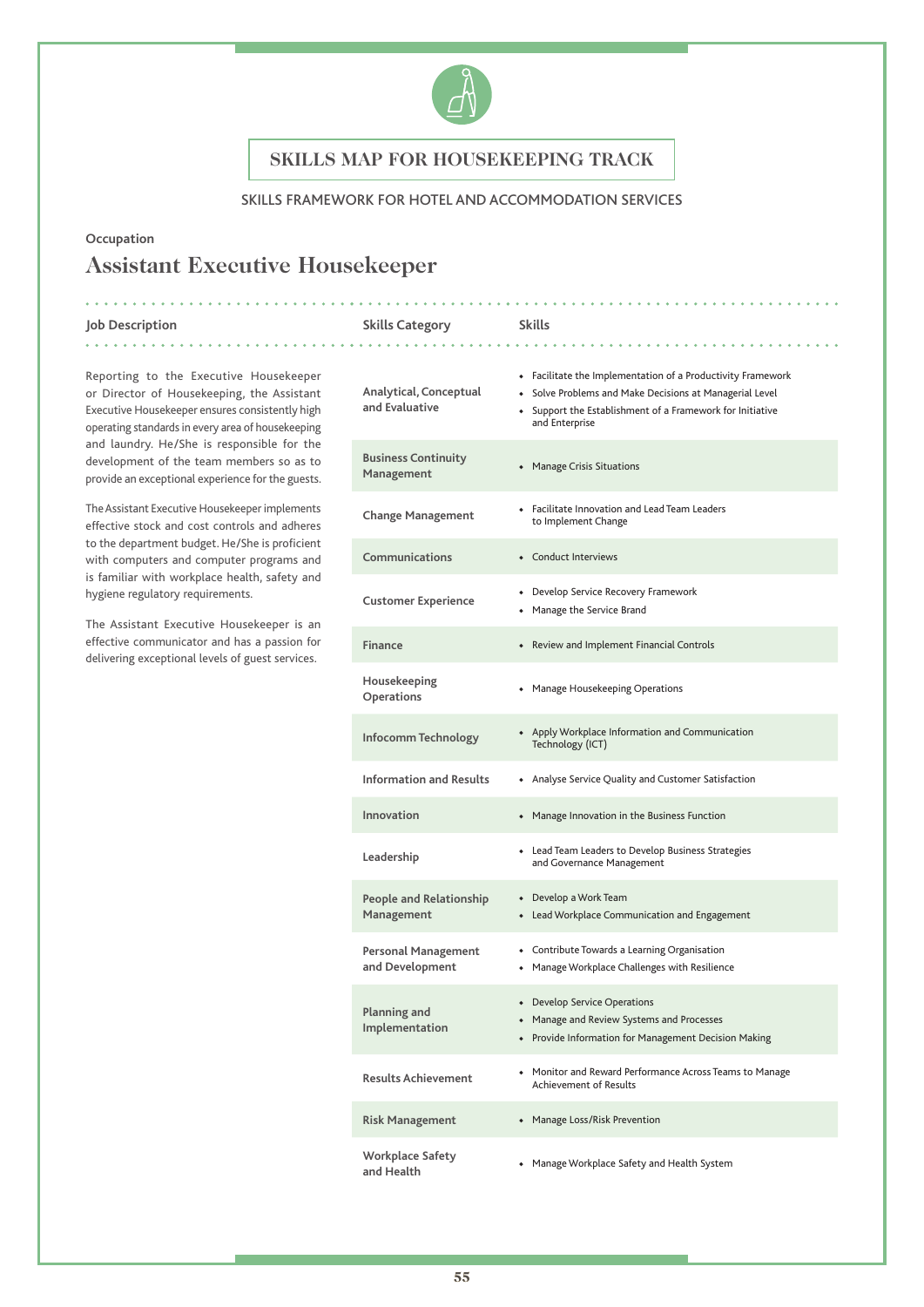# SKILLS MAP FOR HOUSEKEEPING TRACK

SKILLS FRAMEWORK FOR HOTEL AND ACCOMMODATION SERVICES

Occupation

## Assistant Executive Housekeeper

**Job Description**

Reporting to the Executive Housekeeper or Director of Housekeeping, the Assistant Executive Housekeeper ensures consistently high operating standards in every area of housekeeping and laundry. He/She is responsible for the development of the team members so as to provide an exceptional experience for the guests.

The Assistant Executive Housekeeper implements effective stock and cost controls and adheres to the department budget. He/She is proficient with computers and computer programs and is familiar with workplace health, safety and hygiene regulatory requirements.

The Assistant Executive Housekeeper is an effective communicator and has a passion for delivering exceptional levels of guest services.

| Skills Category | Skills |
|---|---|
| Analytical, Conceptual and Evaluative | • Facilitate the Implementation of a Productivity Framework<br>• Solve Problems and Make Decisions at Managerial Level<br>• Support the Establishment of a Framework for Initiative and Enterprise |
| Business Continuity Management | • Manage Crisis Situations |
| Change Management | • Facilitate Innovation and Lead Team Leaders to Implement Change |
| Communications | • Conduct Interviews |
| Customer Experience | • Develop Service Recovery Framework<br>• Manage the Service Brand |
| Finance | • Review and Implement Financial Controls |
| Housekeeping Operations | • Manage Housekeeping Operations |
| Infocomm Technology | • Apply Workplace Information and Communication Technology (ICT) |
| Information and Results | • Analyse Service Quality and Customer Satisfaction |
| Innovation | • Manage Innovation in the Business Function |
| Leadership | • Lead Team Leaders to Develop Business Strategies and Governance Management |
| People and Relationship Management | • Develop a Work Team<br>• Lead Workplace Communication and Engagement |
| Personal Management and Development | • Contribute Towards a Learning Organisation<br>• Manage Workplace Challenges with Resilience |
| Planning and Implementation | • Develop Service Operations<br>• Manage and Review Systems and Processes<br>• Provide Information for Management Decision Making |
| Results Achievement | • Monitor and Reward Performance Across Teams to Manage Achievement of Results |
| Risk Management | • Manage Loss/Risk Prevention |
| Workplace Safety and Health | • Manage Workplace Safety and Health System |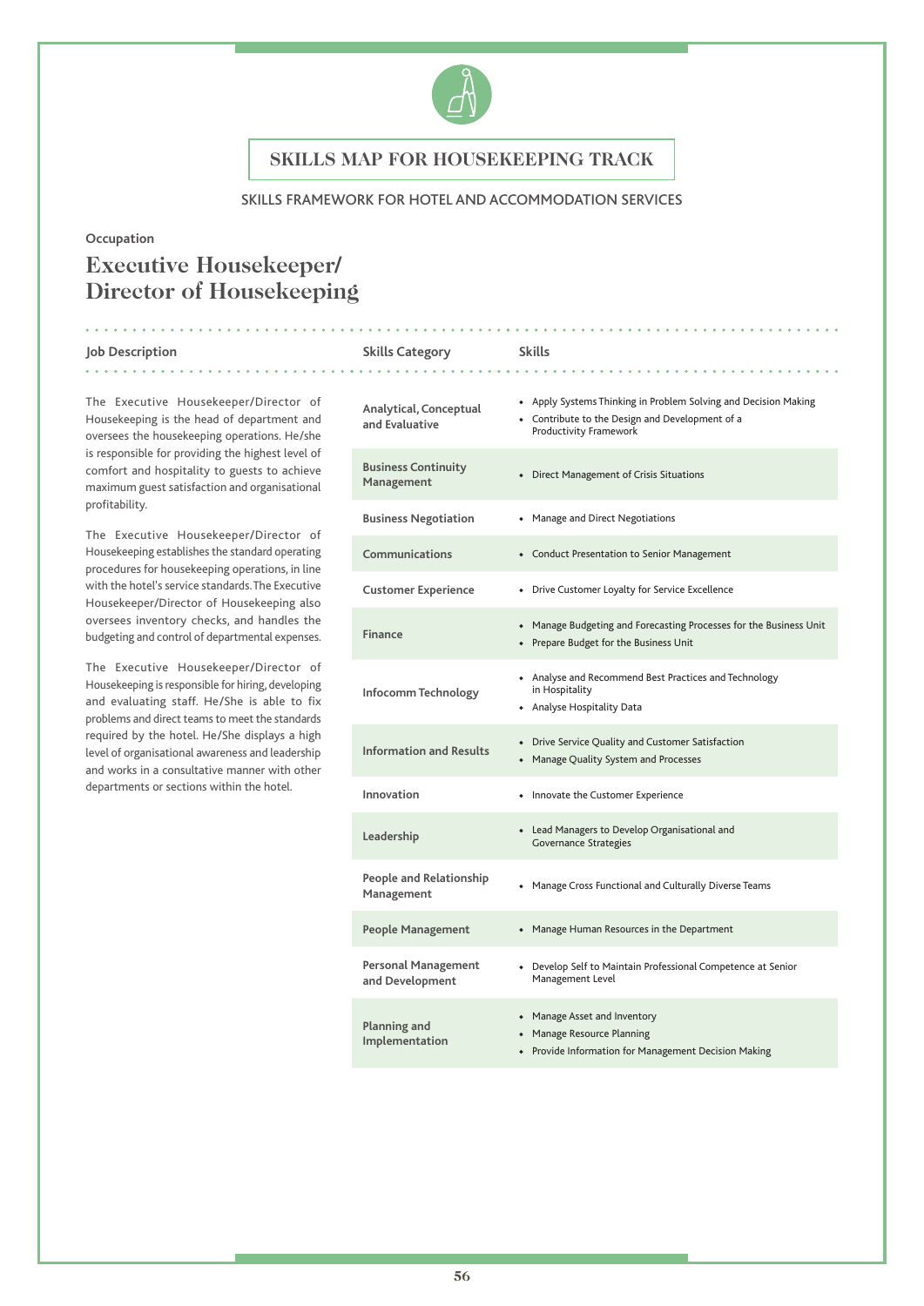# SKILLS MAP FOR HOUSEKEEPING TRACK

SKILLS FRAMEWORK FOR HOTEL AND ACCOMMODATION SERVICES

**Occupation**

## Executive Housekeeper/ Director of Housekeeping

### Job Description

The Executive Housekeeper/Director of Housekeeping is the head of department and oversees the housekeeping operations. He/she is responsible for providing the highest level of comfort and hospitality to guests to achieve maximum guest satisfaction and organisational profitability.

The Executive Housekeeper/Director of Housekeeping establishes the standard operating procedures for housekeeping operations, in line with the hotel's service standards. The Executive Housekeeper/Director of Housekeeping also oversees inventory checks, and handles the budgeting and control of departmental expenses.

The Executive Housekeeper/Director of Housekeeping is responsible for hiring, developing and evaluating staff. He/She is able to fix problems and direct teams to meet the standards required by the hotel. He/She displays a high level of organisational awareness and leadership and works in a consultative manner with other departments or sections within the hotel.

| Skills Category | Skills |
|---|---|
| Analytical, Conceptual and Evaluative | • Apply Systems Thinking in Problem Solving and Decision Making<br>• Contribute to the Design and Development of a Productivity Framework |
| Business Continuity Management | • Direct Management of Crisis Situations |
| Business Negotiation | • Manage and Direct Negotiations |
| Communications | • Conduct Presentation to Senior Management |
| Customer Experience | • Drive Customer Loyalty for Service Excellence |
| Finance | • Manage Budgeting and Forecasting Processes for the Business Unit<br>• Prepare Budget for the Business Unit |
| Infocomm Technology | • Analyse and Recommend Best Practices and Technology in Hospitality<br>• Analyse Hospitality Data |
| Information and Results | • Drive Service Quality and Customer Satisfaction<br>• Manage Quality System and Processes |
| Innovation | • Innovate the Customer Experience |
| Leadership | • Lead Managers to Develop Organisational and Governance Strategies |
| People and Relationship Management | • Manage Cross Functional and Culturally Diverse Teams |
| People Management | • Manage Human Resources in the Department |
| Personal Management and Development | • Develop Self to Maintain Professional Competence at Senior Management Level |
| Planning and Implementation | • Manage Asset and Inventory<br>• Manage Resource Planning<br>• Provide Information for Management Decision Making |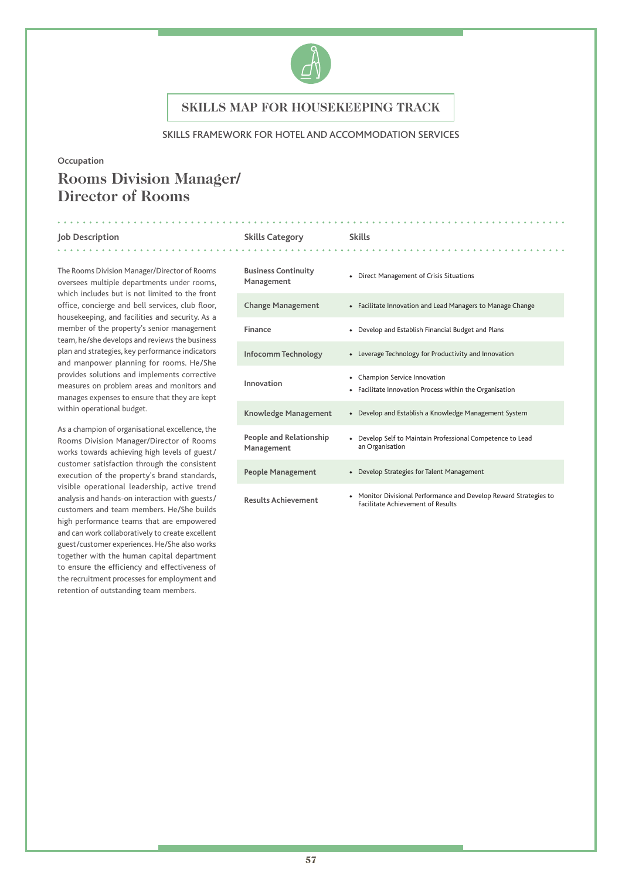# SKILLS MAP FOR HOUSEKEEPING TRACK

SKILLS FRAMEWORK FOR HOTEL AND ACCOMMODATION SERVICES

**Occupation**

## Rooms Division Manager/ Director of Rooms

**Job Description**

The Rooms Division Manager/Director of Rooms oversees multiple departments under rooms, which includes but is not limited to the front office, concierge and bell services, club floor, housekeeping, and facilities and security. As a member of the property's senior management team, he/she develops and reviews the business plan and strategies, key performance indicators and manpower planning for rooms. He/She provides solutions and implements corrective measures on problem areas and monitors and manages expenses to ensure that they are kept within operational budget.

As a champion of organisational excellence, the Rooms Division Manager/Director of Rooms works towards achieving high levels of guest/customer satisfaction through the consistent execution of the property's brand standards, visible operational leadership, active trend analysis and hands-on interaction with guests/customers and team members. He/She builds high performance teams that are empowered and can work collaboratively to create excellent guest/customer experiences. He/She also works together with the human capital department to ensure the efficiency and effectiveness of the recruitment processes for employment and retention of outstanding team members.

| Skills Category | Skills |
|---|---|
| Business Continuity Management | • Direct Management of Crisis Situations |
| Change Management | • Facilitate Innovation and Lead Managers to Manage Change |
| Finance | • Develop and Establish Financial Budget and Plans |
| Infocomm Technology | • Leverage Technology for Productivity and Innovation |
| Innovation | • Champion Service Innovation<br>• Facilitate Innovation Process within the Organisation |
| Knowledge Management | • Develop and Establish a Knowledge Management System |
| People and Relationship Management | • Develop Self to Maintain Professional Competence to Lead an Organisation |
| People Management | • Develop Strategies for Talent Management |
| Results Achievement | • Monitor Divisional Performance and Develop Reward Strategies to Facilitate Achievement of Results |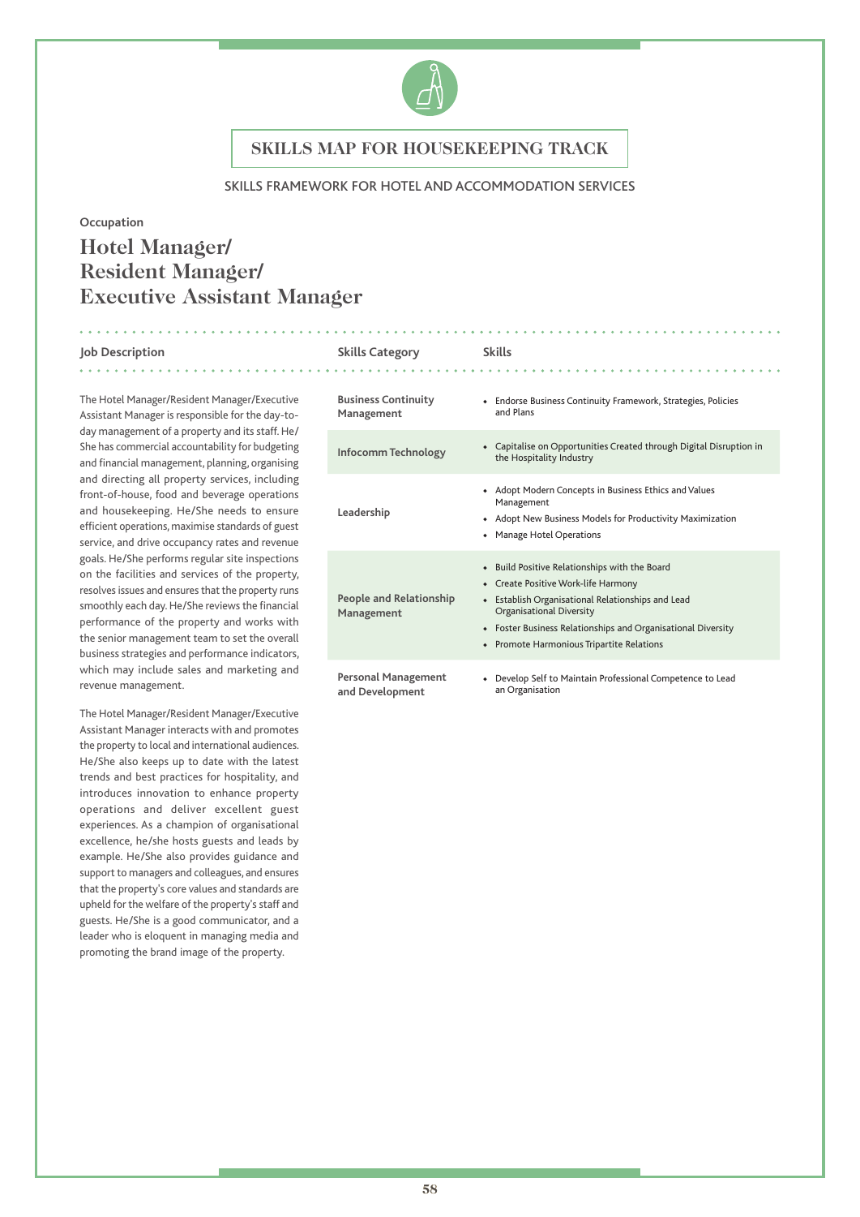# SKILLS MAP FOR HOUSEKEEPING TRACK

SKILLS FRAMEWORK FOR HOTEL AND ACCOMMODATION SERVICES

Occupation

## Hotel Manager/ Resident Manager/ Executive Assistant Manager

**Job Description**

The Hotel Manager/Resident Manager/Executive Assistant Manager is responsible for the day-to-day management of a property and its staff. He/She has commercial accountability for budgeting and financial management, planning, organising and directing all property services, including front-of-house, food and beverage operations and housekeeping. He/She needs to ensure efficient operations, maximise standards of guest service, and drive occupancy rates and revenue goals. He/She performs regular site inspections on the facilities and services of the property, resolves issues and ensures that the property runs smoothly each day. He/She reviews the financial performance of the property and works with the senior management team to set the overall business strategies and performance indicators, which may include sales and marketing and revenue management.

The Hotel Manager/Resident Manager/Executive Assistant Manager interacts with and promotes the property to local and international audiences. He/She also keeps up to date with the latest trends and best practices for hospitality, and introduces innovation to enhance property operations and deliver excellent guest experiences. As a champion of organisational excellence, he/she hosts guests and leads by example. He/She also provides guidance and support to managers and colleagues, and ensures that the property's core values and standards are upheld for the welfare of the property's staff and guests. He/She is a good communicator, and a leader who is eloquent in managing media and promoting the brand image of the property.

| Skills Category | Skills |
|---|---|
| Business Continuity Management | • Endorse Business Continuity Framework, Strategies, Policies and Plans |
| Infocomm Technology | • Capitalise on Opportunities Created through Digital Disruption in the Hospitality Industry |
| Leadership | • Adopt Modern Concepts in Business Ethics and Values Management<br>• Adopt New Business Models for Productivity Maximization<br>• Manage Hotel Operations |
| People and Relationship Management | • Build Positive Relationships with the Board<br>• Create Positive Work-life Harmony<br>• Establish Organisational Relationships and Lead Organisational Diversity<br>• Foster Business Relationships and Organisational Diversity<br>• Promote Harmonious Tripartite Relations |
| Personal Management and Development | • Develop Self to Maintain Professional Competence to Lead an Organisation |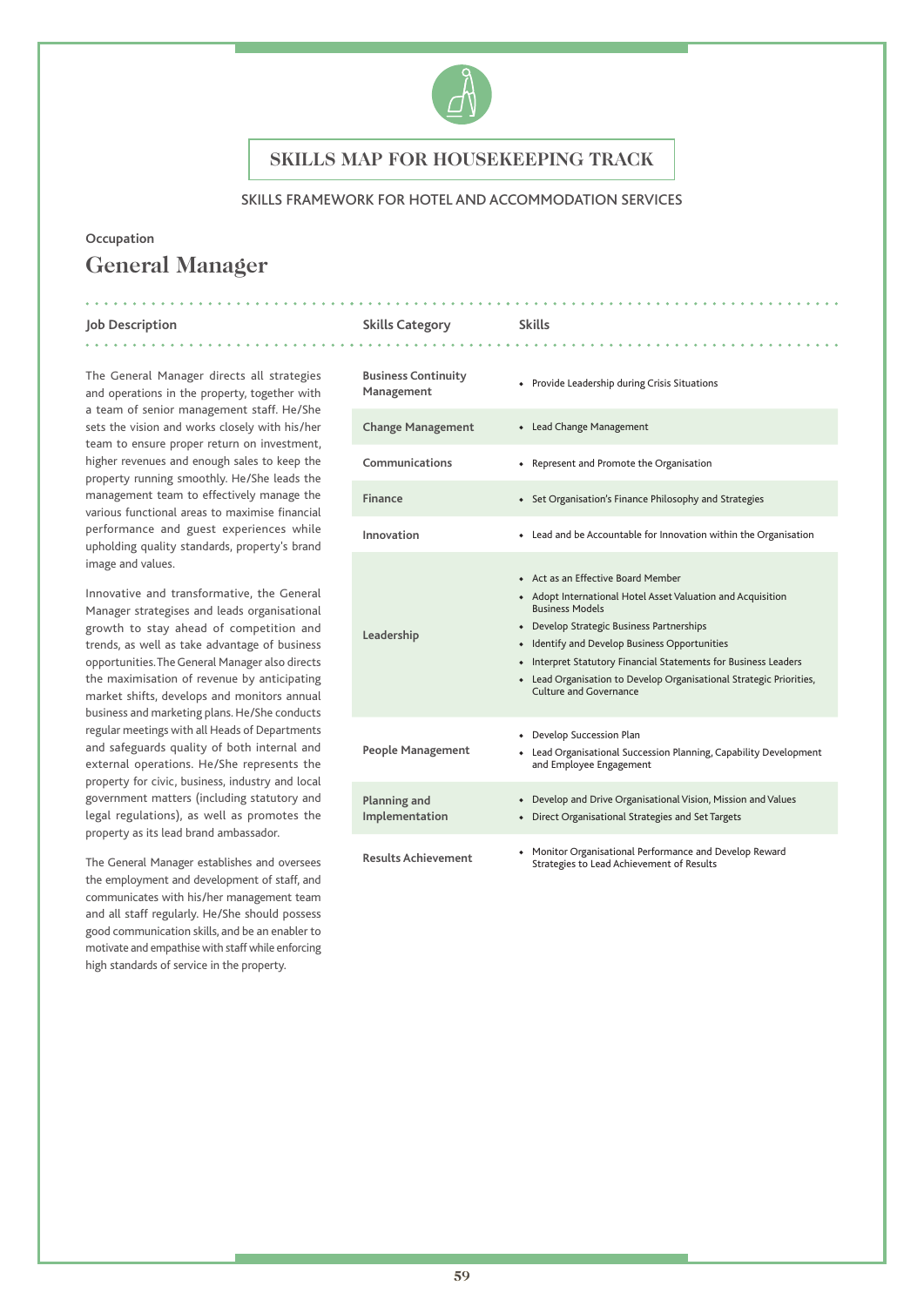# SKILLS MAP FOR HOUSEKEEPING TRACK

SKILLS FRAMEWORK FOR HOTEL AND ACCOMMODATION SERVICES

Occupation

## General Manager

### Job Description

The General Manager directs all strategies and operations in the property, together with a team of senior management staff. He/She sets the vision and works closely with his/her team to ensure proper return on investment, higher revenues and enough sales to keep the property running smoothly. He/She leads the management team to effectively manage the various functional areas to maximise financial performance and guest experiences while upholding quality standards, property's brand image and values.

Innovative and transformative, the General Manager strategises and leads organisational growth to stay ahead of competition and trends, as well as take advantage of business opportunities. The General Manager also directs the maximisation of revenue by anticipating market shifts, develops and monitors annual business and marketing plans. He/She conducts regular meetings with all Heads of Departments and safeguards quality of both internal and external operations. He/She represents the property for civic, business, industry and local government matters (including statutory and legal regulations), as well as promotes the property as its lead brand ambassador.

The General Manager establishes and oversees the employment and development of staff, and communicates with his/her management team and all staff regularly. He/She should possess good communication skills, and be an enabler to motivate and empathise with staff while enforcing high standards of service in the property.

| Skills Category | Skills |
|---|---|
| Business Continuity Management | • Provide Leadership during Crisis Situations |
| Change Management | • Lead Change Management |
| Communications | • Represent and Promote the Organisation |
| Finance | • Set Organisation's Finance Philosophy and Strategies |
| Innovation | • Lead and be Accountable for Innovation within the Organisation |
| Leadership | • Act as an Effective Board Member<br>• Adopt International Hotel Asset Valuation and Acquisition Business Models<br>• Develop Strategic Business Partnerships<br>• Identify and Develop Business Opportunities<br>• Interpret Statutory Financial Statements for Business Leaders<br>• Lead Organisation to Develop Organisational Strategic Priorities, Culture and Governance |
| People Management | • Develop Succession Plan<br>• Lead Organisational Succession Planning, Capability Development and Employee Engagement |
| Planning and Implementation | • Develop and Drive Organisational Vision, Mission and Values<br>• Direct Organisational Strategies and Set Targets |
| Results Achievement | • Monitor Organisational Performance and Develop Reward Strategies to Lead Achievement of Results |